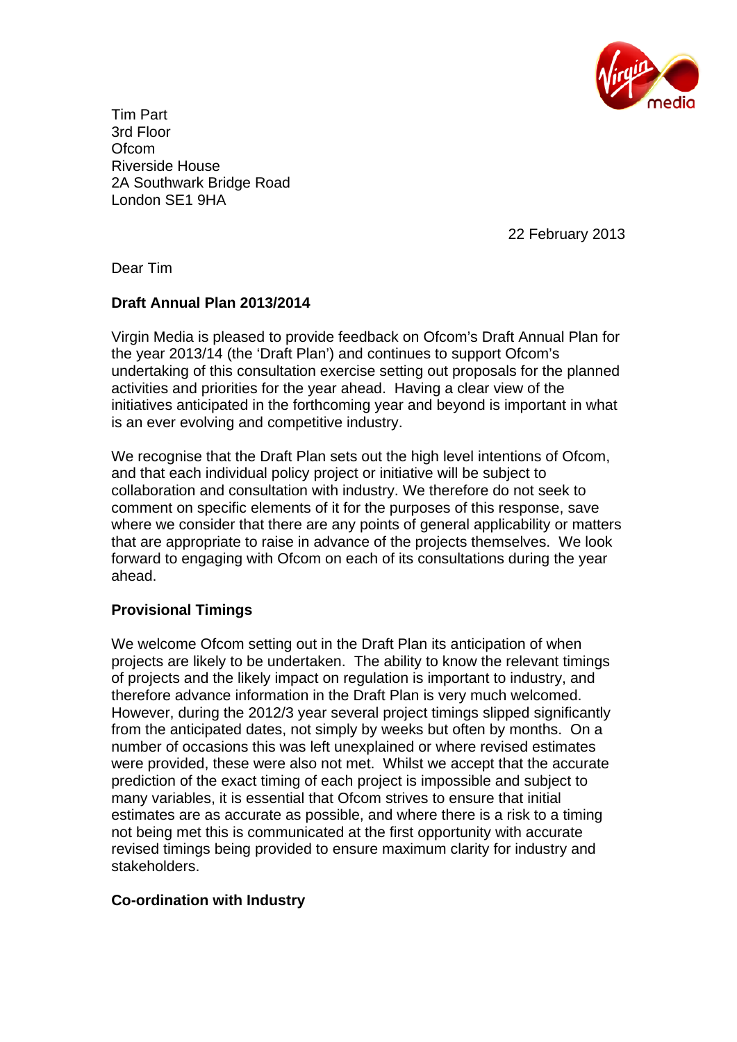Tim Part
3rd Floor
Ofcom
Riverside House
2A Southwark Bridge Road
London SE1 9HA

22 February 2013

Dear Tim

**Draft Annual Plan 2013/2014**

Virgin Media is pleased to provide feedback on Ofcom's Draft Annual Plan for the year 2013/14 (the 'Draft Plan') and continues to support Ofcom's undertaking of this consultation exercise setting out proposals for the planned activities and priorities for the year ahead. Having a clear view of the initiatives anticipated in the forthcoming year and beyond is important in what is an ever evolving and competitive industry.

We recognise that the Draft Plan sets out the high level intentions of Ofcom, and that each individual policy project or initiative will be subject to collaboration and consultation with industry. We therefore do not seek to comment on specific elements of it for the purposes of this response, save where we consider that there are any points of general applicability or matters that are appropriate to raise in advance of the projects themselves. We look forward to engaging with Ofcom on each of its consultations during the year ahead.

**Provisional Timings**

We welcome Ofcom setting out in the Draft Plan its anticipation of when projects are likely to be undertaken. The ability to know the relevant timings of projects and the likely impact on regulation is important to industry, and therefore advance information in the Draft Plan is very much welcomed. However, during the 2012/3 year several project timings slipped significantly from the anticipated dates, not simply by weeks but often by months. On a number of occasions this was left unexplained or where revised estimates were provided, these were also not met. Whilst we accept that the accurate prediction of the exact timing of each project is impossible and subject to many variables, it is essential that Ofcom strives to ensure that initial estimates are as accurate as possible, and where there is a risk to a timing not being met this is communicated at the first opportunity with accurate revised timings being provided to ensure maximum clarity for industry and stakeholders.

**Co-ordination with Industry**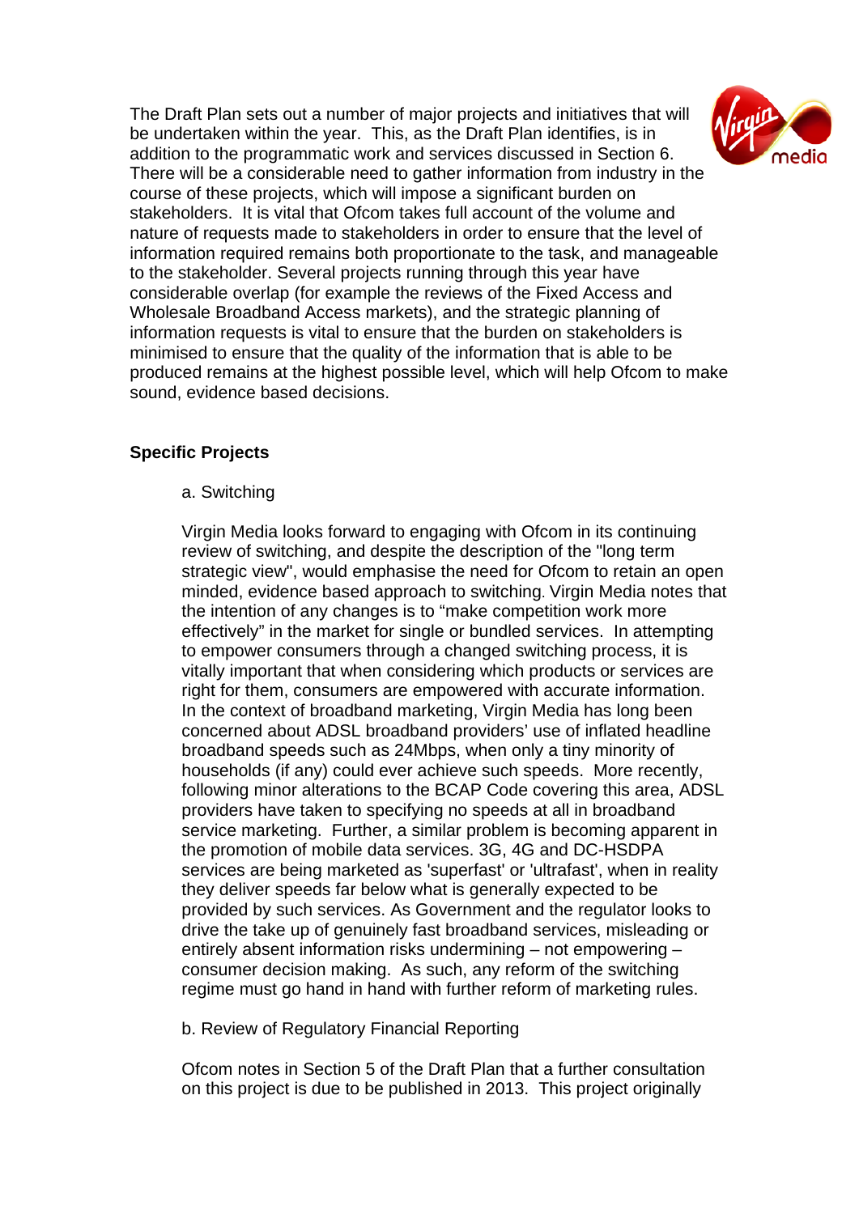The Draft Plan sets out a number of major projects and initiatives that will be undertaken within the year. This, as the Draft Plan identifies, is in addition to the programmatic work and services discussed in Section 6. There will be a considerable need to gather information from industry in the course of these projects, which will impose a significant burden on stakeholders. It is vital that Ofcom takes full account of the volume and nature of requests made to stakeholders in order to ensure that the level of information required remains both proportionate to the task, and manageable to the stakeholder. Several projects running through this year have considerable overlap (for example the reviews of the Fixed Access and Wholesale Broadband Access markets), and the strategic planning of information requests is vital to ensure that the burden on stakeholders is minimised to ensure that the quality of the information that is able to be produced remains at the highest possible level, which will help Ofcom to make sound, evidence based decisions.

**Specific Projects**

a. Switching

Virgin Media looks forward to engaging with Ofcom in its continuing review of switching, and despite the description of the "long term strategic view", would emphasise the need for Ofcom to retain an open minded, evidence based approach to switching. Virgin Media notes that the intention of any changes is to "make competition work more effectively" in the market for single or bundled services. In attempting to empower consumers through a changed switching process, it is vitally important that when considering which products or services are right for them, consumers are empowered with accurate information. In the context of broadband marketing, Virgin Media has long been concerned about ADSL broadband providers' use of inflated headline broadband speeds such as 24Mbps, when only a tiny minority of households (if any) could ever achieve such speeds. More recently, following minor alterations to the BCAP Code covering this area, ADSL providers have taken to specifying no speeds at all in broadband service marketing. Further, a similar problem is becoming apparent in the promotion of mobile data services. 3G, 4G and DC-HSDPA services are being marketed as 'superfast' or 'ultrafast', when in reality they deliver speeds far below what is generally expected to be provided by such services. As Government and the regulator looks to drive the take up of genuinely fast broadband services, misleading or entirely absent information risks undermining – not empowering – consumer decision making. As such, any reform of the switching regime must go hand in hand with further reform of marketing rules.

b. Review of Regulatory Financial Reporting

Ofcom notes in Section 5 of the Draft Plan that a further consultation on this project is due to be published in 2013. This project originally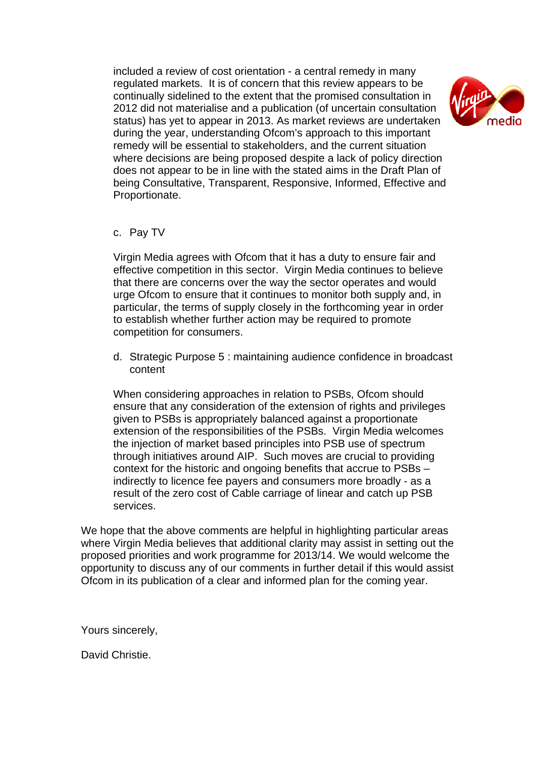included a review of cost orientation - a central remedy in many regulated markets. It is of concern that this review appears to be continually sidelined to the extent that the promised consultation in 2012 did not materialise and a publication (of uncertain consultation status) has yet to appear in 2013. As market reviews are undertaken during the year, understanding Ofcom's approach to this important remedy will be essential to stakeholders, and the current situation where decisions are being proposed despite a lack of policy direction does not appear to be in line with the stated aims in the Draft Plan of being Consultative, Transparent, Responsive, Informed, Effective and Proportionate.

c. Pay TV

Virgin Media agrees with Ofcom that it has a duty to ensure fair and effective competition in this sector. Virgin Media continues to believe that there are concerns over the way the sector operates and would urge Ofcom to ensure that it continues to monitor both supply and, in particular, the terms of supply closely in the forthcoming year in order to establish whether further action may be required to promote competition for consumers.

d. Strategic Purpose 5 : maintaining audience confidence in broadcast content

When considering approaches in relation to PSBs, Ofcom should ensure that any consideration of the extension of rights and privileges given to PSBs is appropriately balanced against a proportionate extension of the responsibilities of the PSBs. Virgin Media welcomes the injection of market based principles into PSB use of spectrum through initiatives around AIP. Such moves are crucial to providing context for the historic and ongoing benefits that accrue to PSBs – indirectly to licence fee payers and consumers more broadly - as a result of the zero cost of Cable carriage of linear and catch up PSB services.

We hope that the above comments are helpful in highlighting particular areas where Virgin Media believes that additional clarity may assist in setting out the proposed priorities and work programme for 2013/14. We would welcome the opportunity to discuss any of our comments in further detail if this would assist Ofcom in its publication of a clear and informed plan for the coming year.

Yours sincerely,

David Christie.